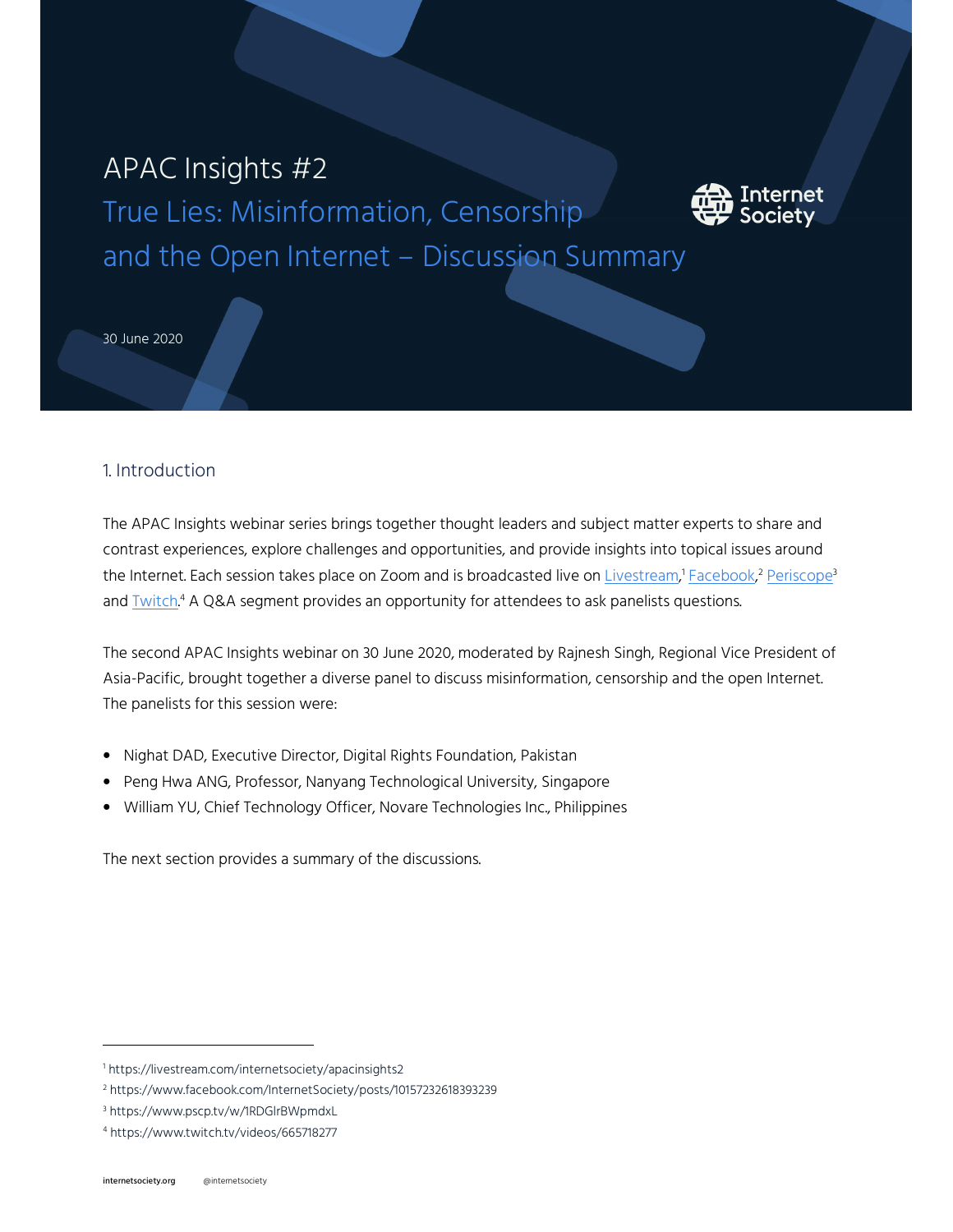# APAC Insights #2

## True Lies: Misinformation, Censorship and the Open Internet – Discussion Summary

30 June 2020

## 1. Introduction

The APAC Insights webinar series brings together thought leaders and subject matter experts to share and contrast experiences, explore challenges and opportunities, and provide insights into topical issues around the Internet. Each session takes place on Zoom and is broadcasted live on Livestream,[1] Facebook,[2] Periscope[3] and Twitch.[4] A Q&A segment provides an opportunity for attendees to ask panelists questions.

The second APAC Insights webinar on 30 June 2020, moderated by Rajnesh Singh, Regional Vice President of Asia-Pacific, brought together a diverse panel to discuss misinformation, censorship and the open Internet. The panelists for this session were:

- Nighat DAD, Executive Director, Digital Rights Foundation, Pakistan
- Peng Hwa ANG, Professor, Nanyang Technological University, Singapore
- William YU, Chief Technology Officer, Novare Technologies Inc., Philippines

The next section provides a summary of the discussions.

---

[1] https://livestream.com/internetsociety/apacinsights2

[2] https://www.facebook.com/InternetSociety/posts/10157232618393239

[3] https://www.pscp.tv/w/1RDGlrBWpmdxL

[4] https://www.twitch.tv/videos/665718277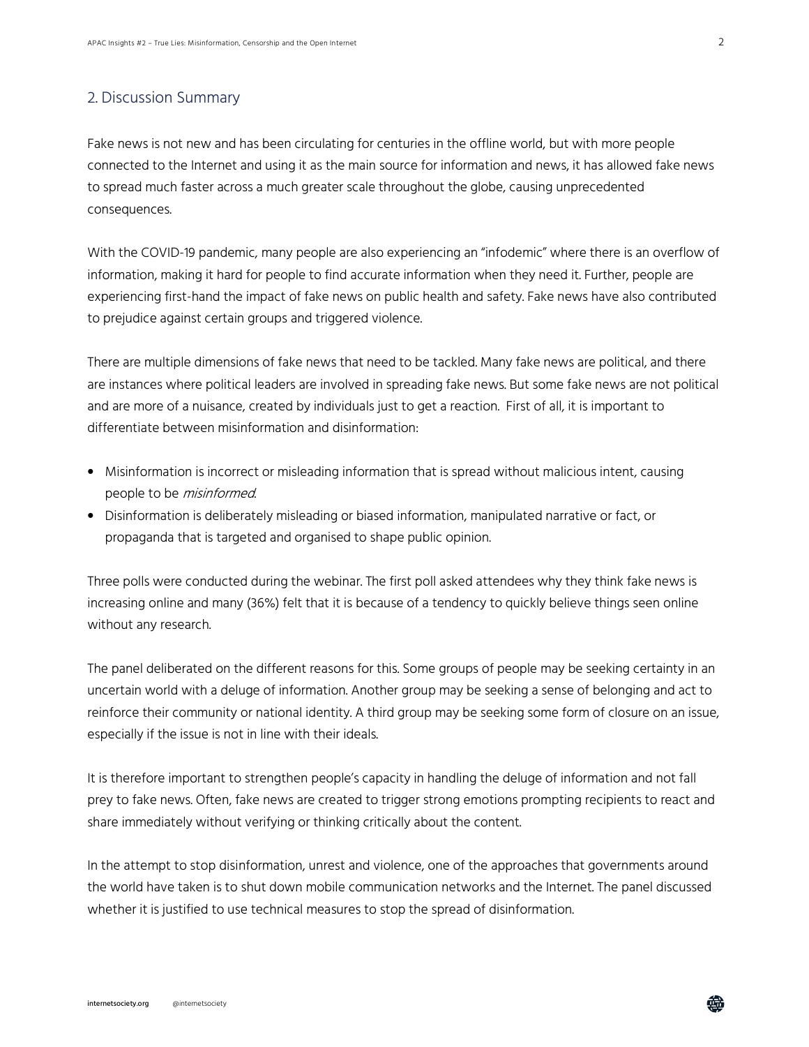## 2. Discussion Summary

Fake news is not new and has been circulating for centuries in the offline world, but with more people connected to the Internet and using it as the main source for information and news, it has allowed fake news to spread much faster across a much greater scale throughout the globe, causing unprecedented consequences.

With the COVID-19 pandemic, many people are also experiencing an "infodemic" where there is an overflow of information, making it hard for people to find accurate information when they need it. Further, people are experiencing first-hand the impact of fake news on public health and safety. Fake news have also contributed to prejudice against certain groups and triggered violence.

There are multiple dimensions of fake news that need to be tackled. Many fake news are political, and there are instances where political leaders are involved in spreading fake news. But some fake news are not political and are more of a nuisance, created by individuals just to get a reaction. First of all, it is important to differentiate between misinformation and disinformation:

- Misinformation is incorrect or misleading information that is spread without malicious intent, causing people to be *misinformed*.
- Disinformation is deliberately misleading or biased information, manipulated narrative or fact, or propaganda that is targeted and organised to shape public opinion.

Three polls were conducted during the webinar. The first poll asked attendees why they think fake news is increasing online and many (36%) felt that it is because of a tendency to quickly believe things seen online without any research.

The panel deliberated on the different reasons for this. Some groups of people may be seeking certainty in an uncertain world with a deluge of information. Another group may be seeking a sense of belonging and act to reinforce their community or national identity. A third group may be seeking some form of closure on an issue, especially if the issue is not in line with their ideals.

It is therefore important to strengthen people's capacity in handling the deluge of information and not fall prey to fake news. Often, fake news are created to trigger strong emotions prompting recipients to react and share immediately without verifying or thinking critically about the content.

In the attempt to stop disinformation, unrest and violence, one of the approaches that governments around the world have taken is to shut down mobile communication networks and the Internet. The panel discussed whether it is justified to use technical measures to stop the spread of disinformation.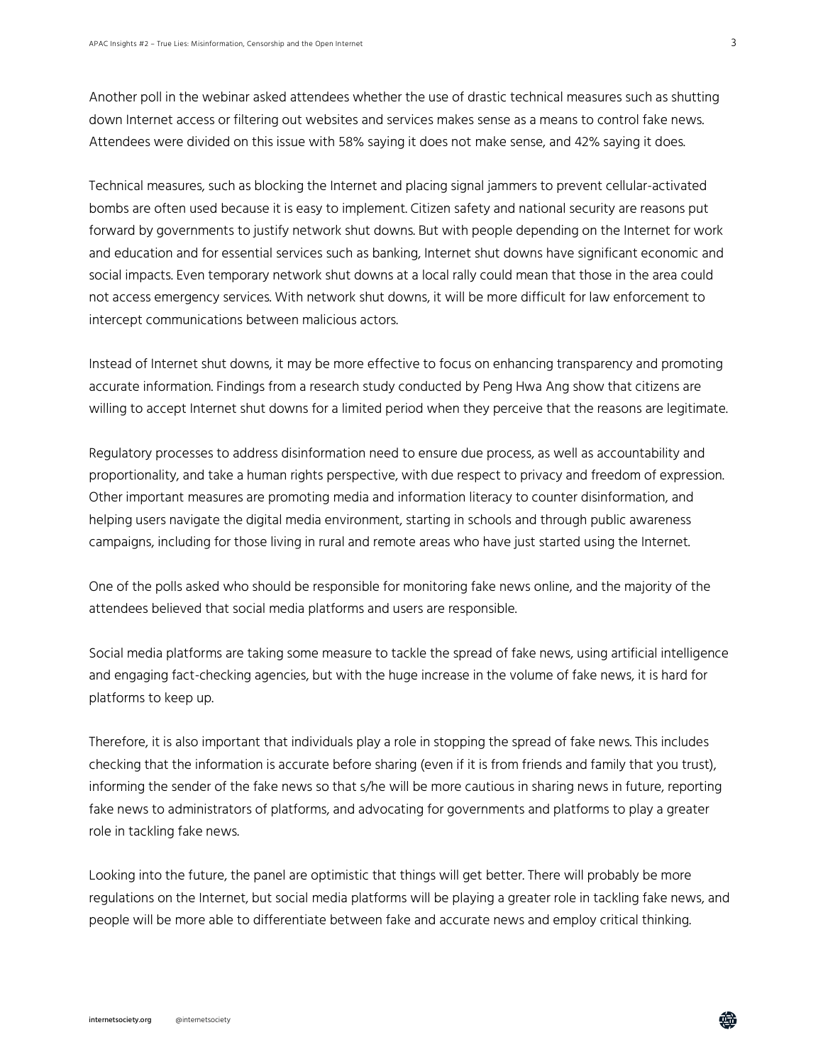Another poll in the webinar asked attendees whether the use of drastic technical measures such as shutting down Internet access or filtering out websites and services makes sense as a means to control fake news. Attendees were divided on this issue with 58% saying it does not make sense, and 42% saying it does.

Technical measures, such as blocking the Internet and placing signal jammers to prevent cellular-activated bombs are often used because it is easy to implement. Citizen safety and national security are reasons put forward by governments to justify network shut downs. But with people depending on the Internet for work and education and for essential services such as banking, Internet shut downs have significant economic and social impacts. Even temporary network shut downs at a local rally could mean that those in the area could not access emergency services. With network shut downs, it will be more difficult for law enforcement to intercept communications between malicious actors.

Instead of Internet shut downs, it may be more effective to focus on enhancing transparency and promoting accurate information. Findings from a research study conducted by Peng Hwa Ang show that citizens are willing to accept Internet shut downs for a limited period when they perceive that the reasons are legitimate.

Regulatory processes to address disinformation need to ensure due process, as well as accountability and proportionality, and take a human rights perspective, with due respect to privacy and freedom of expression. Other important measures are promoting media and information literacy to counter disinformation, and helping users navigate the digital media environment, starting in schools and through public awareness campaigns, including for those living in rural and remote areas who have just started using the Internet.

One of the polls asked who should be responsible for monitoring fake news online, and the majority of the attendees believed that social media platforms and users are responsible.

Social media platforms are taking some measure to tackle the spread of fake news, using artificial intelligence and engaging fact-checking agencies, but with the huge increase in the volume of fake news, it is hard for platforms to keep up.

Therefore, it is also important that individuals play a role in stopping the spread of fake news. This includes checking that the information is accurate before sharing (even if it is from friends and family that you trust), informing the sender of the fake news so that s/he will be more cautious in sharing news in future, reporting fake news to administrators of platforms, and advocating for governments and platforms to play a greater role in tackling fake news.

Looking into the future, the panel are optimistic that things will get better. There will probably be more regulations on the Internet, but social media platforms will be playing a greater role in tackling fake news, and people will be more able to differentiate between fake and accurate news and employ critical thinking.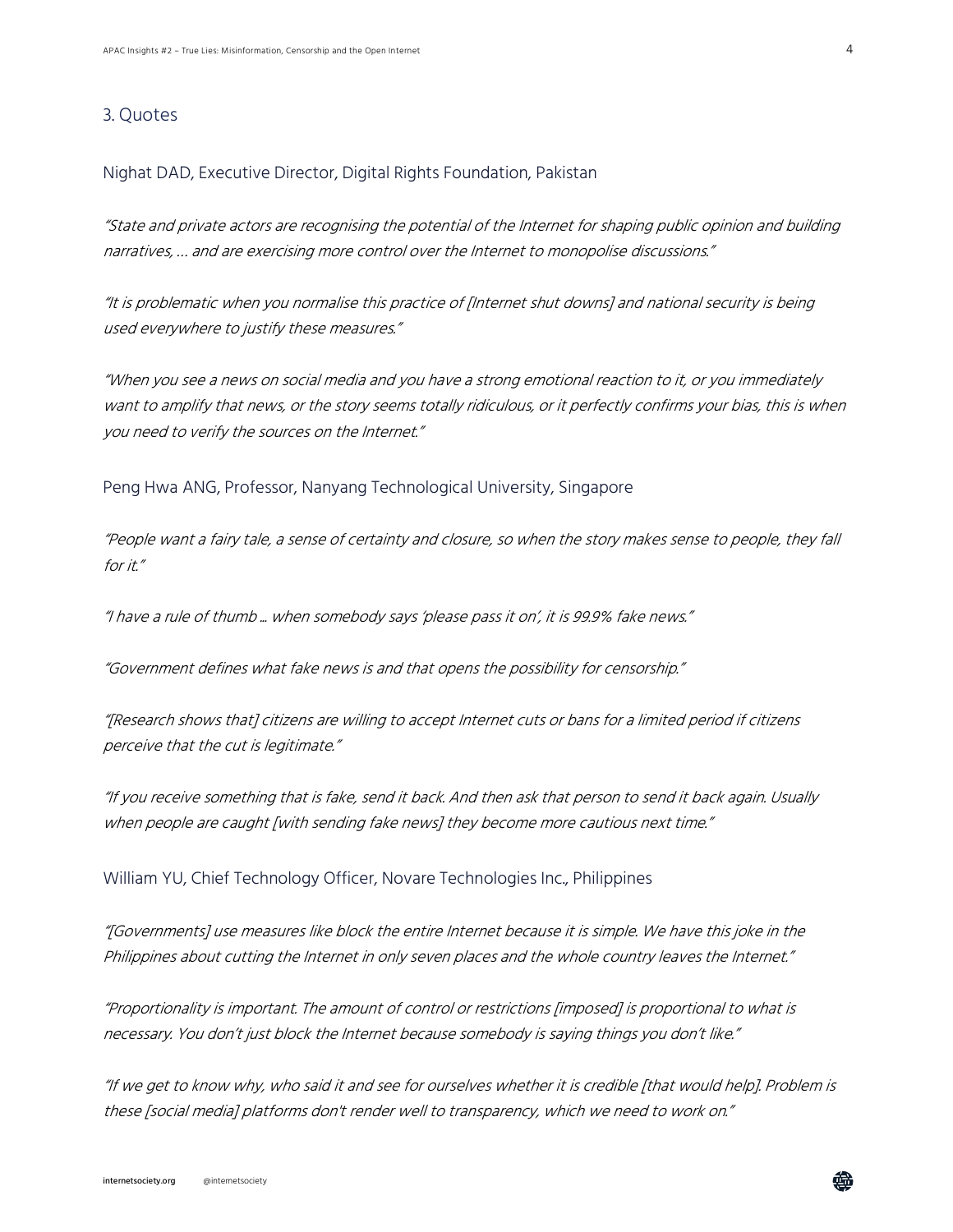## 3. Quotes

Nighat DAD, Executive Director, Digital Rights Foundation, Pakistan

*"State and private actors are recognising the potential of the Internet for shaping public opinion and building narratives, … and are exercising more control over the Internet to monopolise discussions."*

*"It is problematic when you normalise this practice of [Internet shut downs] and national security is being used everywhere to justify these measures."*

*"When you see a news on social media and you have a strong emotional reaction to it, or you immediately want to amplify that news, or the story seems totally ridiculous, or it perfectly confirms your bias, this is when you need to verify the sources on the Internet."*

Peng Hwa ANG, Professor, Nanyang Technological University, Singapore

*"People want a fairy tale, a sense of certainty and closure, so when the story makes sense to people, they fall for it."*

*"I have a rule of thumb … when somebody says 'please pass it on', it is 99.9% fake news."*

*"Government defines what fake news is and that opens the possibility for censorship."*

*"[Research shows that] citizens are willing to accept Internet cuts or bans for a limited period if citizens perceive that the cut is legitimate."*

*"If you receive something that is fake, send it back. And then ask that person to send it back again. Usually when people are caught [with sending fake news] they become more cautious next time."*

William YU, Chief Technology Officer, Novare Technologies Inc., Philippines

*"[Governments] use measures like block the entire Internet because it is simple. We have this joke in the Philippines about cutting the Internet in only seven places and the whole country leaves the Internet."*

*"Proportionality is important. The amount of control or restrictions [imposed] is proportional to what is necessary. You don't just block the Internet because somebody is saying things you don't like."*

*"If we get to know why, who said it and see for ourselves whether it is credible [that would help]. Problem is these [social media] platforms don't render well to transparency, which we need to work on."*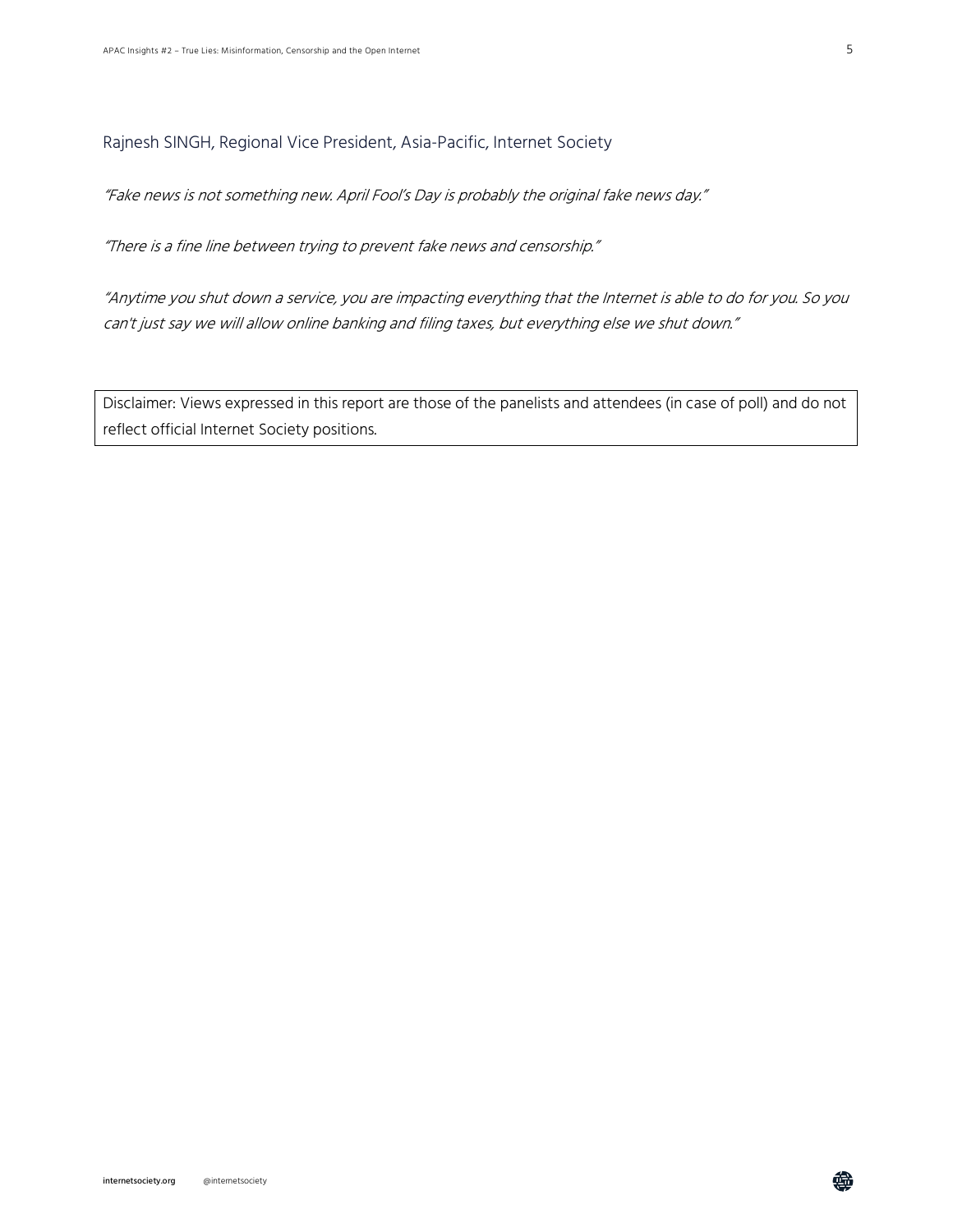Rajnesh SINGH, Regional Vice President, Asia-Pacific, Internet Society

*"Fake news is not something new. April Fool's Day is probably the original fake news day."*

*"There is a fine line between trying to prevent fake news and censorship."*

*"Anytime you shut down a service, you are impacting everything that the Internet is able to do for you. So you can't just say we will allow online banking and filing taxes, but everything else we shut down."*

Disclaimer: Views expressed in this report are those of the panelists and attendees (in case of poll) and do not reflect official Internet Society positions.